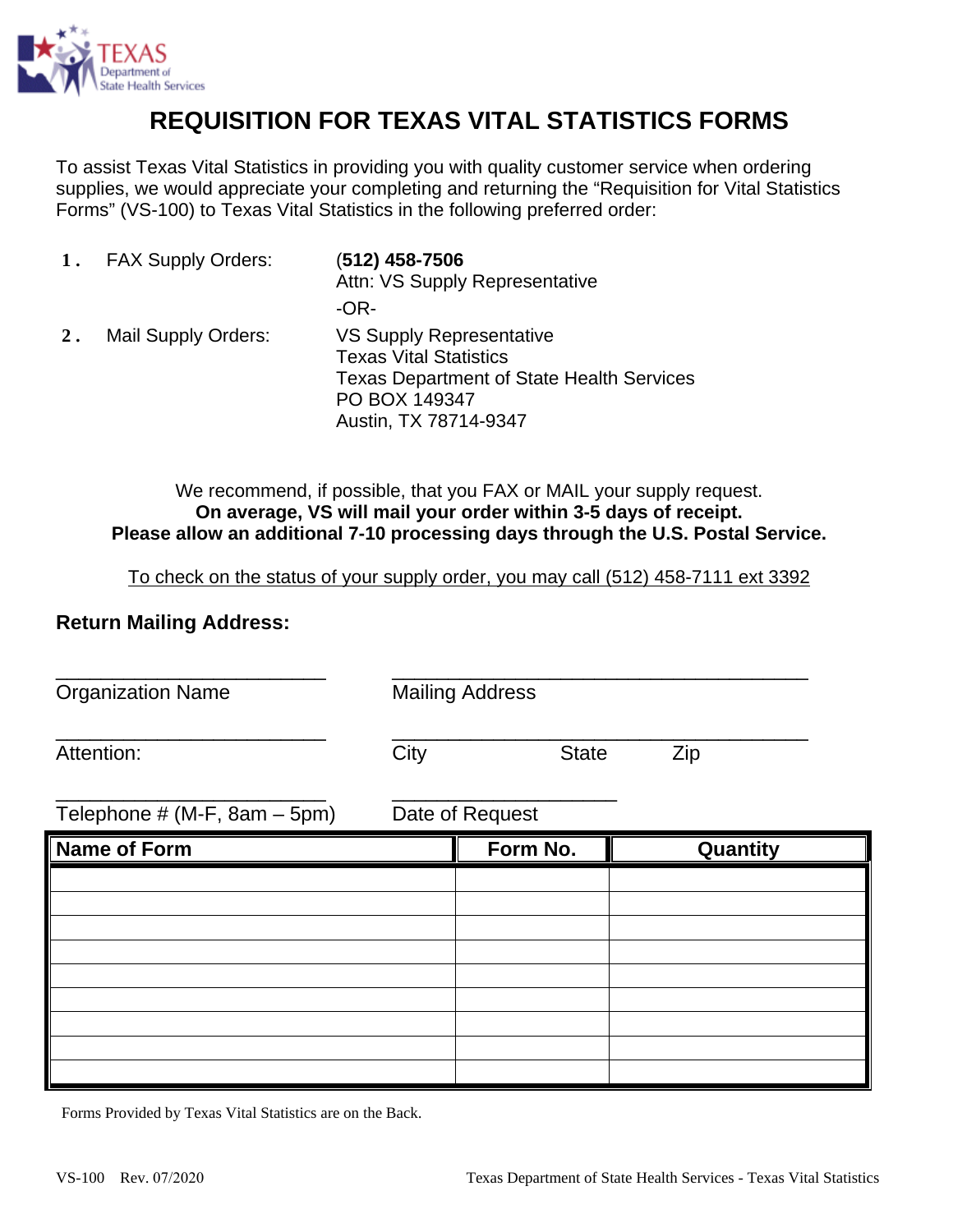TEXAS Department of State Health Services

# REQUISITION FOR TEXAS VITAL STATISTICS FORMS

To assist Texas Vital Statistics in providing you with quality customer service when ordering supplies, we would appreciate your completing and returning the "Requisition for Vital Statistics Forms" (VS-100) to Texas Vital Statistics in the following preferred order:

1. FAX Supply Orders: **(512) 458-7506**
   Attn: VS Supply Representative

   -OR-

2. Mail Supply Orders: VS Supply Representative
   Texas Vital Statistics
   Texas Department of State Health Services
   PO BOX 149347
   Austin, TX 78714-9347

We recommend, if possible, that you FAX or MAIL your supply request.
**On average, VS will mail your order within 3-5 days of receipt.**
**Please allow an additional 7-10 processing days through the U.S. Postal Service.**

To check on the status of your supply order, you may call (512) 458-7111 ext 3392

**Return Mailing Address:**

\_\_\_\_\_\_\_\_\_\_\_\_\_\_\_\_\_\_\_\_\_\_\_\_ Organization Name

\_\_\_\_\_\_\_\_\_\_\_\_\_\_\_\_\_\_\_\_\_\_\_\_\_\_\_\_\_\_\_\_\_\_\_\_\_\_ Mailing Address

\_\_\_\_\_\_\_\_\_\_\_\_\_\_\_\_\_\_\_\_\_\_\_\_ Attention:

\_\_\_\_\_\_\_\_\_\_\_\_\_\_\_\_\_\_\_\_\_\_\_\_\_\_\_\_\_\_\_\_\_\_\_\_\_\_ City State Zip

\_\_\_\_\_\_\_\_\_\_\_\_\_\_\_\_\_\_\_\_\_\_\_\_ Telephone # (M-F, 8am – 5pm)

\_\_\_\_\_\_\_\_\_\_\_\_\_\_\_\_\_\_\_\_ Date of Request

| Name of Form | Form No. | Quantity |
|---|---|---|
| | | |
| | | |
| | | |
| | | |
| | | |
| | | |
| | | |
| | | |
| | | |

Forms Provided by Texas Vital Statistics are on the Back.

VS-100 Rev. 07/2020 Texas Department of State Health Services - Texas Vital Statistics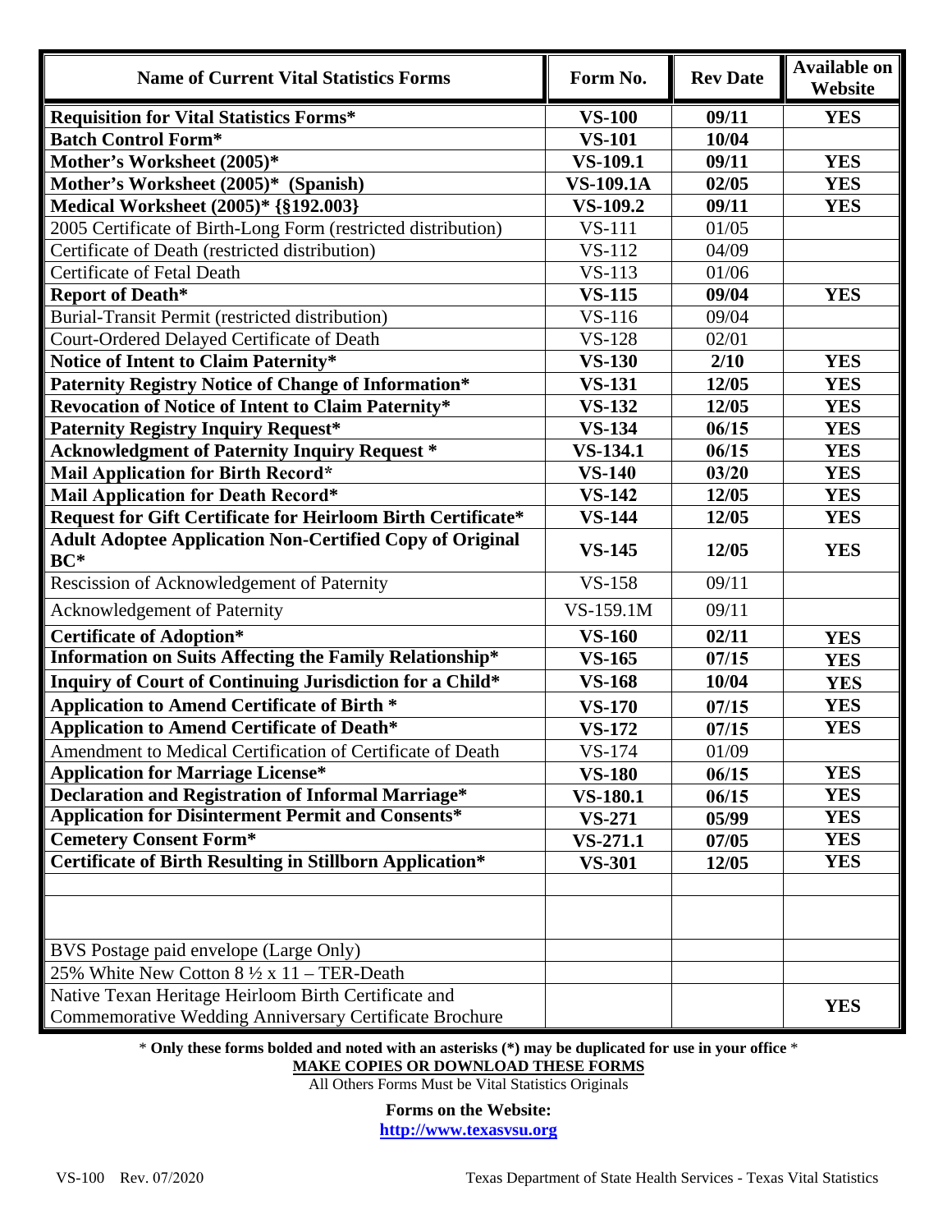| Name of Current Vital Statistics Forms | Form No. | Rev Date | Available on Website |
|---|---|---|---|
| **Requisition for Vital Statistics Forms*** | **VS-100** | **09/11** | **YES** |
| **Batch Control Form*** | **VS-101** | **10/04** | |
| **Mother's Worksheet (2005)*** | **VS-109.1** | **09/11** | **YES** |
| **Mother's Worksheet (2005)* (Spanish)** | **VS-109.1A** | **02/05** | **YES** |
| **Medical Worksheet (2005)* {§192.003}** | **VS-109.2** | **09/11** | **YES** |
| 2005 Certificate of Birth-Long Form (restricted distribution) | VS-111 | 01/05 | |
| Certificate of Death (restricted distribution) | VS-112 | 04/09 | |
| Certificate of Fetal Death | VS-113 | 01/06 | |
| **Report of Death*** | **VS-115** | **09/04** | **YES** |
| Burial-Transit Permit (restricted distribution) | VS-116 | 09/04 | |
| Court-Ordered Delayed Certificate of Death | VS-128 | 02/01 | |
| **Notice of Intent to Claim Paternity*** | **VS-130** | **2/10** | **YES** |
| **Paternity Registry Notice of Change of Information*** | **VS-131** | **12/05** | **YES** |
| **Revocation of Notice of Intent to Claim Paternity*** | **VS-132** | **12/05** | **YES** |
| **Paternity Registry Inquiry Request*** | **VS-134** | **06/15** | **YES** |
| **Acknowledgment of Paternity Inquiry Request *** | **VS-134.1** | **06/15** | **YES** |
| **Mail Application for Birth Record*** | **VS-140** | **03/20** | **YES** |
| **Mail Application for Death Record*** | **VS-142** | **12/05** | **YES** |
| **Request for Gift Certificate for Heirloom Birth Certificate*** | **VS-144** | **12/05** | **YES** |
| **Adult Adoptee Application Non-Certified Copy of Original BC*** | **VS-145** | **12/05** | **YES** |
| Rescission of Acknowledgement of Paternity | VS-158 | 09/11 | |
| Acknowledgement of Paternity | VS-159.1M | 09/11 | |
| **Certificate of Adoption*** | **VS-160** | **02/11** | **YES** |
| **Information on Suits Affecting the Family Relationship*** | **VS-165** | **07/15** | **YES** |
| **Inquiry of Court of Continuing Jurisdiction for a Child*** | **VS-168** | **10/04** | **YES** |
| **Application to Amend Certificate of Birth *** | **VS-170** | **07/15** | **YES** |
| **Application to Amend Certificate of Death*** | **VS-172** | **07/15** | **YES** |
| Amendment to Medical Certification of Certificate of Death | VS-174 | 01/09 | |
| **Application for Marriage License*** | **VS-180** | **06/15** | **YES** |
| **Declaration and Registration of Informal Marriage*** | **VS-180.1** | **06/15** | **YES** |
| **Application for Disinterment Permit and Consents*** | **VS-271** | **05/99** | **YES** |
| **Cemetery Consent Form*** | **VS-271.1** | **07/05** | **YES** |
| **Certificate of Birth Resulting in Stillborn Application*** | **VS-301** | **12/05** | **YES** |
| | | | |
| | | | |
| BVS Postage paid envelope (Large Only) | | | |
| 25% White New Cotton 8 ½ x 11 – TER-Death | | | |
| Native Texan Heritage Heirloom Birth Certificate and Commemorative Wedding Anniversary Certificate Brochure | | | **YES** |

\* **Only these forms bolded and noted with an asterisks (*) may be duplicated for use in your office** *

**MAKE COPIES OR DOWNLOAD THESE FORMS**

All Others Forms Must be Vital Statistics Originals

**Forms on the Website:**

**http://www.texasvsu.org**

VS-100 Rev. 07/2020 Texas Department of State Health Services - Texas Vital Statistics